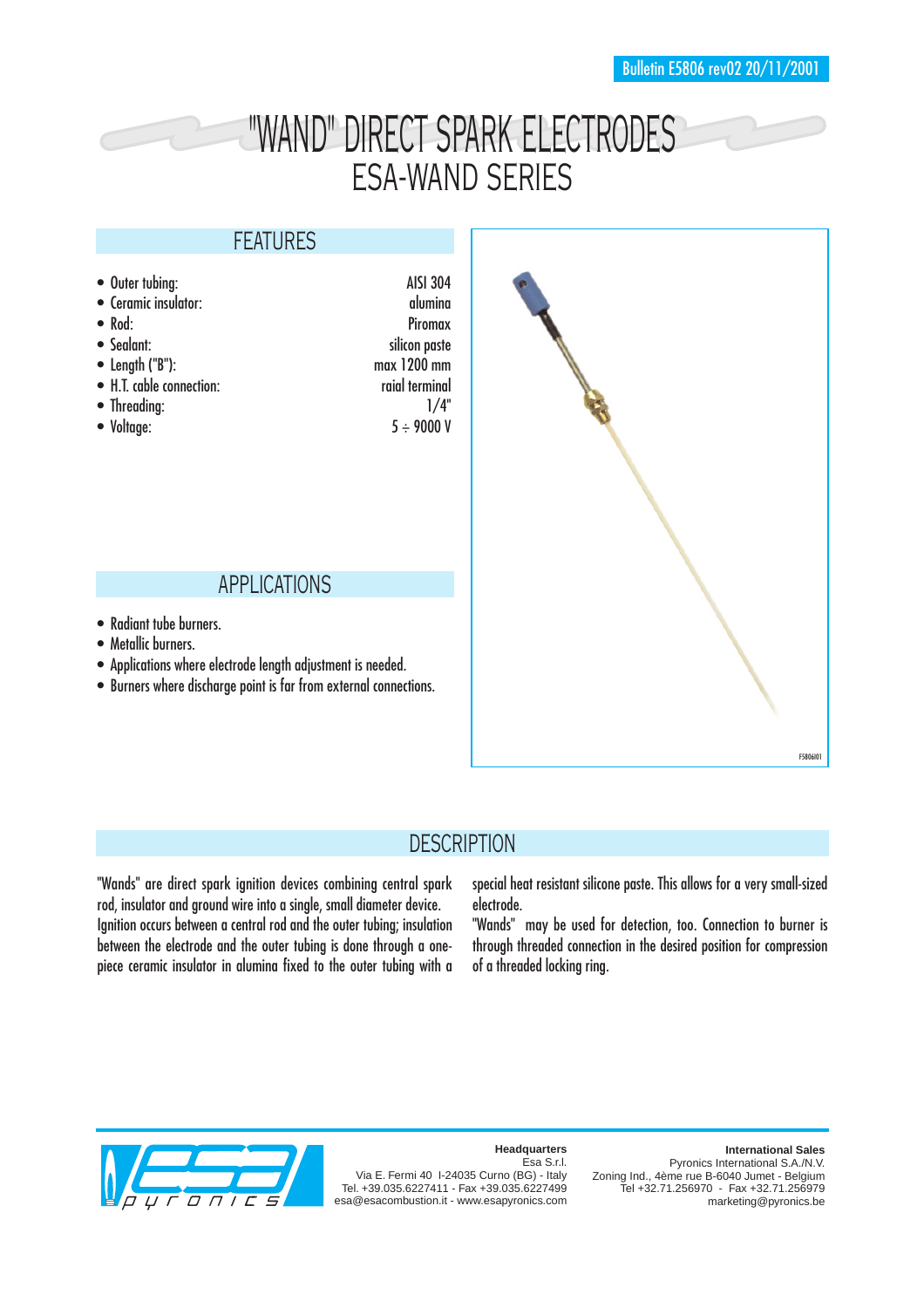Bulletin E5806 rev02 20/11/2001

# "WAND" DIRECT SPARK ELECTRODES
## ESA-WAND SERIES

## FEATURES

- Outer tubing: AISI 304
- Ceramic insulator: alumina
- Rod: Piromax
- Sealant: silicon paste
- Length ("B"): max 1200 mm
- H.T. cable connection: raial terminal
- Threading: 1/4"
- Voltage: 5 ÷ 9000 V

## APPLICATIONS

- Radiant tube burners.
- Metallic burners.
- Applications where electrode length adjustment is needed.
- Burners where discharge point is far from external connections.

F5806I01

## DESCRIPTION

"Wands" are direct spark ignition devices combining central spark rod, insulator and ground wire into a single, small diameter device.
Ignition occurs between a central rod and the outer tubing; insulation between the electrode and the outer tubing is done through a one-piece ceramic insulator in alumina fixed to the outer tubing with a special heat resistant silicone paste. This allows for a very small-sized electrode.
"Wands" may be used for detection, too. Connection to burner is through threaded connection in the desired position for compression of a threaded locking ring.

**Headquarters**
Esa S.r.l.
Via E. Fermi 40 I-24035 Curno (BG) - Italy
Tel. +39.035.6227411 - Fax +39.035.6227499
esa@esacombustion.it - www.esapyronics.com

**International Sales**
Pyronics International S.A./N.V.
Zoning Ind., 4ème rue B-6040 Jumet - Belgium
Tel +32.71.256970 - Fax +32.71.256979
marketing@pyronics.be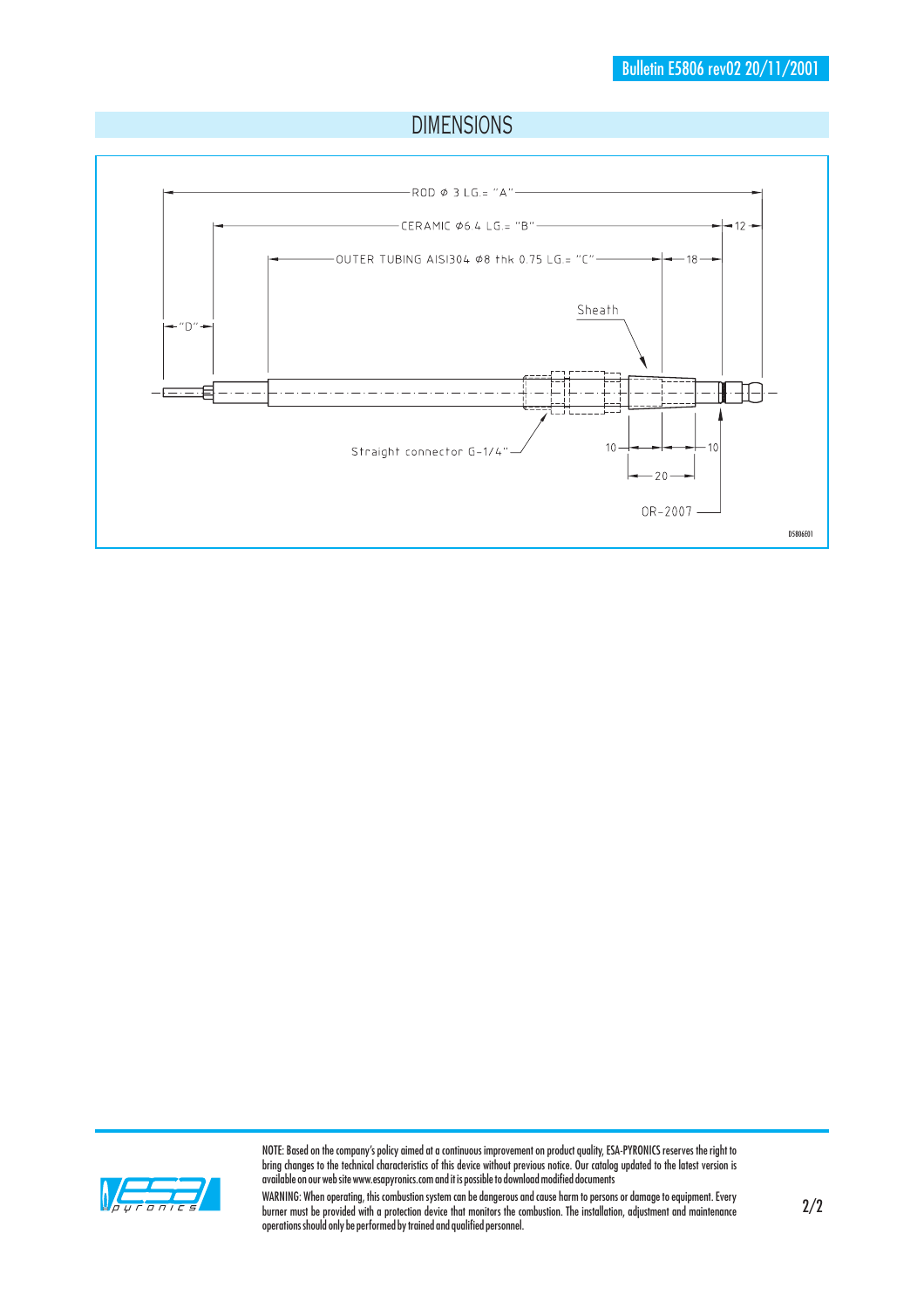## DIMENSIONS

ROD Ø 3 LG.= "A"

CERAMIC Ø6.4 LG.= "B"

12

OUTER TUBING AISI304 Ø8 thk 0.75 LG.= "C"

18

Sheath

"D"

Straight connector G-1/4"

10

10

20

OR-2007

D5806E01

NOTE: Based on the company's policy aimed at a continuous improvement on product quality, ESA-PYRONICS reserves the right to bring changes to the technical characteristics of this device without previous notice. Our catalog updated to the latest version is available on our web site www.esapyronics.com and it is possible to download modified documents

WARNING: When operating, this combustion system can be dangerous and cause harm to persons or damage to equipment. Every burner must be provided with a protection device that monitors the combustion. The installation, adjustment and maintenance operations should only be performed by trained and qualified personnel.